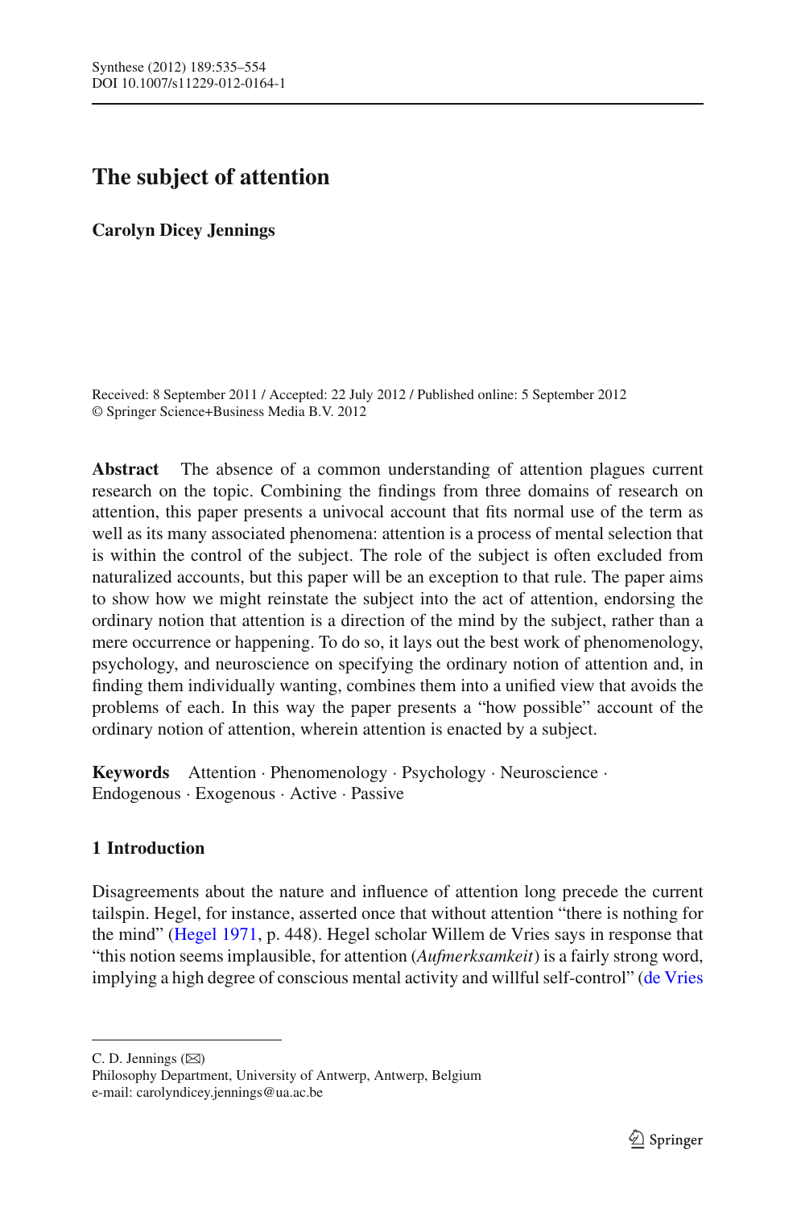# The subject of attention

**Carolyn Dicey Jennings**

Received: 8 September 2011 / Accepted: 22 July 2012 / Published online: 5 September 2012
© Springer Science+Business Media B.V. 2012

**Abstract** The absence of a common understanding of attention plagues current research on the topic. Combining the findings from three domains of research on attention, this paper presents a univocal account that fits normal use of the term as well as its many associated phenomena: attention is a process of mental selection that is within the control of the subject. The role of the subject is often excluded from naturalized accounts, but this paper will be an exception to that rule. The paper aims to show how we might reinstate the subject into the act of attention, endorsing the ordinary notion that attention is a direction of the mind by the subject, rather than a mere occurrence or happening. To do so, it lays out the best work of phenomenology, psychology, and neuroscience on specifying the ordinary notion of attention and, in finding them individually wanting, combines them into a unified view that avoids the problems of each. In this way the paper presents a "how possible" account of the ordinary notion of attention, wherein attention is enacted by a subject.

**Keywords** Attention · Phenomenology · Psychology · Neuroscience · Endogenous · Exogenous · Active · Passive

## 1 Introduction

Disagreements about the nature and influence of attention long precede the current tailspin. Hegel, for instance, asserted once that without attention "there is nothing for the mind" (Hegel 1971, p. 448). Hegel scholar Willem de Vries says in response that "this notion seems implausible, for attention (*Aufmerksamkeit*) is a fairly strong word, implying a high degree of conscious mental activity and willful self-control" (de Vries

C. D. Jennings (✉)
Philosophy Department, University of Antwerp, Antwerp, Belgium
e-mail: carolyndicey.jennings@ua.ac.be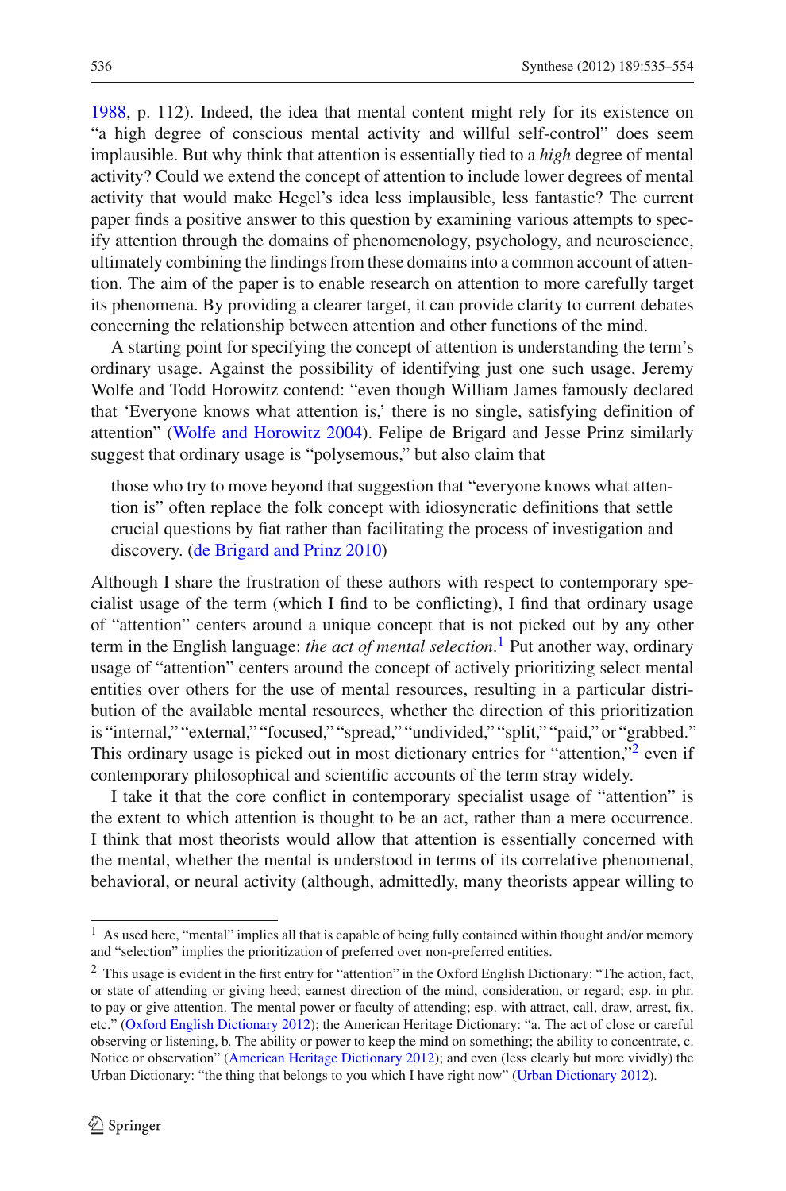1988, p. 112). Indeed, the idea that mental content might rely for its existence on "a high degree of conscious mental activity and willful self-control" does seem implausible. But why think that attention is essentially tied to a *high* degree of mental activity? Could we extend the concept of attention to include lower degrees of mental activity that would make Hegel's idea less implausible, less fantastic? The current paper finds a positive answer to this question by examining various attempts to specify attention through the domains of phenomenology, psychology, and neuroscience, ultimately combining the findings from these domains into a common account of attention. The aim of the paper is to enable research on attention to more carefully target its phenomena. By providing a clearer target, it can provide clarity to current debates concerning the relationship between attention and other functions of the mind.

A starting point for specifying the concept of attention is understanding the term's ordinary usage. Against the possibility of identifying just one such usage, Jeremy Wolfe and Todd Horowitz contend: "even though William James famously declared that 'Everyone knows what attention is,' there is no single, satisfying definition of attention" (Wolfe and Horowitz 2004). Felipe de Brigard and Jesse Prinz similarly suggest that ordinary usage is "polysemous," but also claim that

> those who try to move beyond that suggestion that "everyone knows what attention is" often replace the folk concept with idiosyncratic definitions that settle crucial questions by fiat rather than facilitating the process of investigation and discovery. (de Brigard and Prinz 2010)

Although I share the frustration of these authors with respect to contemporary specialist usage of the term (which I find to be conflicting), I find that ordinary usage of "attention" centers around a unique concept that is not picked out by any other term in the English language: *the act of mental selection*.[1] Put another way, ordinary usage of "attention" centers around the concept of actively prioritizing select mental entities over others for the use of mental resources, resulting in a particular distribution of the available mental resources, whether the direction of this prioritization is "internal," "external," "focused," "spread," "undivided," "split," "paid," or "grabbed." This ordinary usage is picked out in most dictionary entries for "attention,"[2] even if contemporary philosophical and scientific accounts of the term stray widely.

I take it that the core conflict in contemporary specialist usage of "attention" is the extent to which attention is thought to be an act, rather than a mere occurrence. I think that most theorists would allow that attention is essentially concerned with the mental, whether the mental is understood in terms of its correlative phenomenal, behavioral, or neural activity (although, admittedly, many theorists appear willing to

---

[1] As used here, "mental" implies all that is capable of being fully contained within thought and/or memory and "selection" implies the prioritization of preferred over non-preferred entities.

[2] This usage is evident in the first entry for "attention" in the Oxford English Dictionary: "The action, fact, or state of attending or giving heed; earnest direction of the mind, consideration, or regard; esp. in phr. to pay or give attention. The mental power or faculty of attending; esp. with attract, call, draw, arrest, fix, etc." (Oxford English Dictionary 2012); the American Heritage Dictionary: "a. The act of close or careful observing or listening, b. The ability or power to keep the mind on something; the ability to concentrate, c. Notice or observation" (American Heritage Dictionary 2012); and even (less clearly but more vividly) the Urban Dictionary: "the thing that belongs to you which I have right now" (Urban Dictionary 2012).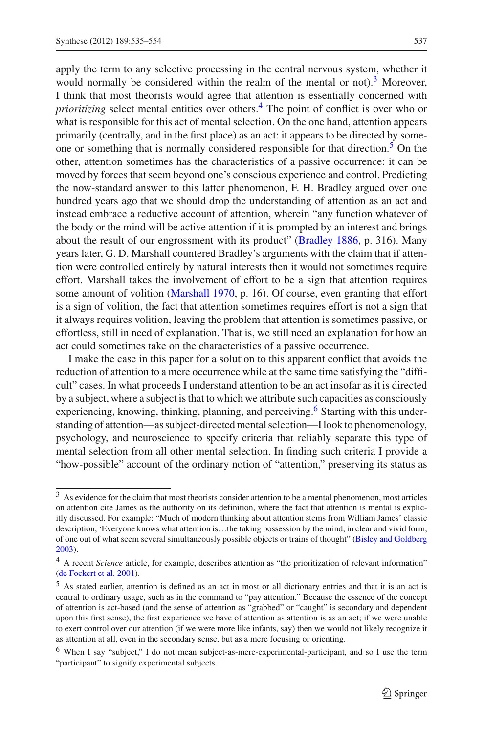apply the term to any selective processing in the central nervous system, whether it would normally be considered within the realm of the mental or not).[3] Moreover, I think that most theorists would agree that attention is essentially concerned with *prioritizing* select mental entities over others.[4] The point of conflict is over who or what is responsible for this act of mental selection. On the one hand, attention appears primarily (centrally, and in the first place) as an act: it appears to be directed by someone or something that is normally considered responsible for that direction.[5] On the other, attention sometimes has the characteristics of a passive occurrence: it can be moved by forces that seem beyond one's conscious experience and control. Predicting the now-standard answer to this latter phenomenon, F. H. Bradley argued over one hundred years ago that we should drop the understanding of attention as an act and instead embrace a reductive account of attention, wherein "any function whatever of the body or the mind will be active attention if it is prompted by an interest and brings about the result of our engrossment with its product" (Bradley 1886, p. 316). Many years later, G. D. Marshall countered Bradley's arguments with the claim that if attention were controlled entirely by natural interests then it would not sometimes require effort. Marshall takes the involvement of effort to be a sign that attention requires some amount of volition (Marshall 1970, p. 16). Of course, even granting that effort is a sign of volition, the fact that attention sometimes requires effort is not a sign that it always requires volition, leaving the problem that attention is sometimes passive, or effortless, still in need of explanation. That is, we still need an explanation for how an act could sometimes take on the characteristics of a passive occurrence.

I make the case in this paper for a solution to this apparent conflict that avoids the reduction of attention to a mere occurrence while at the same time satisfying the "difficult" cases. In what proceeds I understand attention to be an act insofar as it is directed by a subject, where a subject is that to which we attribute such capacities as consciously experiencing, knowing, thinking, planning, and perceiving.[6] Starting with this understanding of attention—as subject-directed mental selection—I look to phenomenology, psychology, and neuroscience to specify criteria that reliably separate this type of mental selection from all other mental selection. In finding such criteria I provide a "how-possible" account of the ordinary notion of "attention," preserving its status as

---

[3] As evidence for the claim that most theorists consider attention to be a mental phenomenon, most articles on attention cite James as the authority on its definition, where the fact that attention is mental is explicitly discussed. For example: "Much of modern thinking about attention stems from William James' classic description, 'Everyone knows what attention is…the taking possession by the mind, in clear and vivid form, of one out of what seem several simultaneously possible objects or trains of thought" (Bisley and Goldberg 2003).

[4] A recent *Science* article, for example, describes attention as "the prioritization of relevant information" (de Fockert et al. 2001).

[5] As stated earlier, attention is defined as an act in most or all dictionary entries and that it is an act is central to ordinary usage, such as in the command to "pay attention." Because the essence of the concept of attention is act-based (and the sense of attention as "grabbed" or "caught" is secondary and dependent upon this first sense), the first experience we have of attention as attention is as an act; if we were unable to exert control over our attention (if we were more like infants, say) then we would not likely recognize it as attention at all, even in the secondary sense, but as a mere focusing or orienting.

[6] When I say "subject," I do not mean subject-as-mere-experimental-participant, and so I use the term "participant" to signify experimental subjects.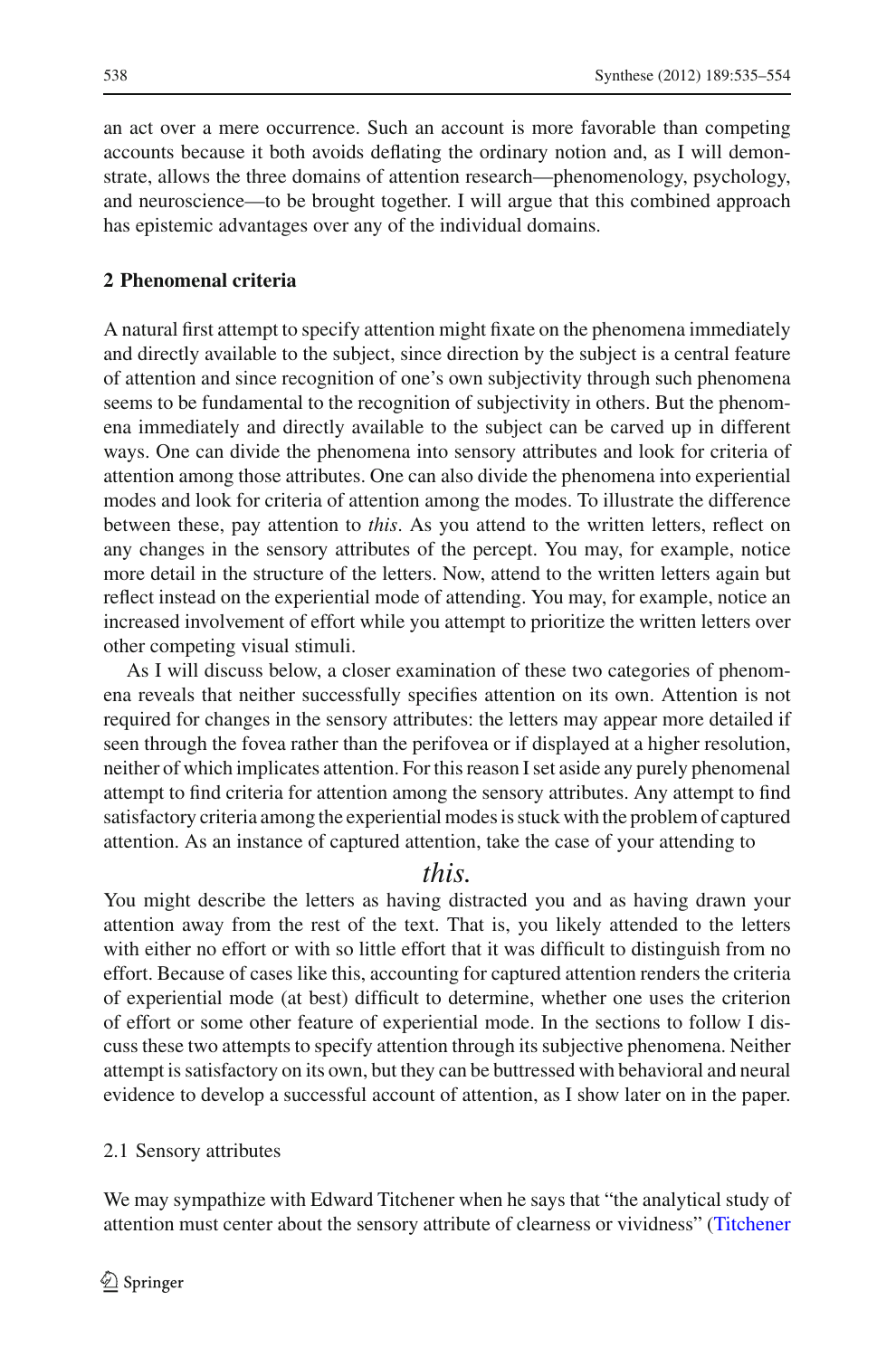an act over a mere occurrence. Such an account is more favorable than competing accounts because it both avoids deflating the ordinary notion and, as I will demonstrate, allows the three domains of attention research—phenomenology, psychology, and neuroscience—to be brought together. I will argue that this combined approach has epistemic advantages over any of the individual domains.

## 2 Phenomenal criteria

A natural first attempt to specify attention might fixate on the phenomena immediately and directly available to the subject, since direction by the subject is a central feature of attention and since recognition of one's own subjectivity through such phenomena seems to be fundamental to the recognition of subjectivity in others. But the phenomena immediately and directly available to the subject can be carved up in different ways. One can divide the phenomena into sensory attributes and look for criteria of attention among those attributes. One can also divide the phenomena into experiential modes and look for criteria of attention among the modes. To illustrate the difference between these, pay attention to *this*. As you attend to the written letters, reflect on any changes in the sensory attributes of the percept. You may, for example, notice more detail in the structure of the letters. Now, attend to the written letters again but reflect instead on the experiential mode of attending. You may, for example, notice an increased involvement of effort while you attempt to prioritize the written letters over other competing visual stimuli.

As I will discuss below, a closer examination of these two categories of phenomena reveals that neither successfully specifies attention on its own. Attention is not required for changes in the sensory attributes: the letters may appear more detailed if seen through the fovea rather than the perifovea or if displayed at a higher resolution, neither of which implicates attention. For this reason I set aside any purely phenomenal attempt to find criteria for attention among the sensory attributes. Any attempt to find satisfactory criteria among the experiential modes is stuck with the problem of captured attention. As an instance of captured attention, take the case of your attending to

*this.*

You might describe the letters as having distracted you and as having drawn your attention away from the rest of the text. That is, you likely attended to the letters with either no effort or with so little effort that it was difficult to distinguish from no effort. Because of cases like this, accounting for captured attention renders the criteria of experiential mode (at best) difficult to determine, whether one uses the criterion of effort or some other feature of experiential mode. In the sections to follow I discuss these two attempts to specify attention through its subjective phenomena. Neither attempt is satisfactory on its own, but they can be buttressed with behavioral and neural evidence to develop a successful account of attention, as I show later on in the paper.

### 2.1 Sensory attributes

We may sympathize with Edward Titchener when he says that "the analytical study of attention must center about the sensory attribute of clearness or vividness" (Titchener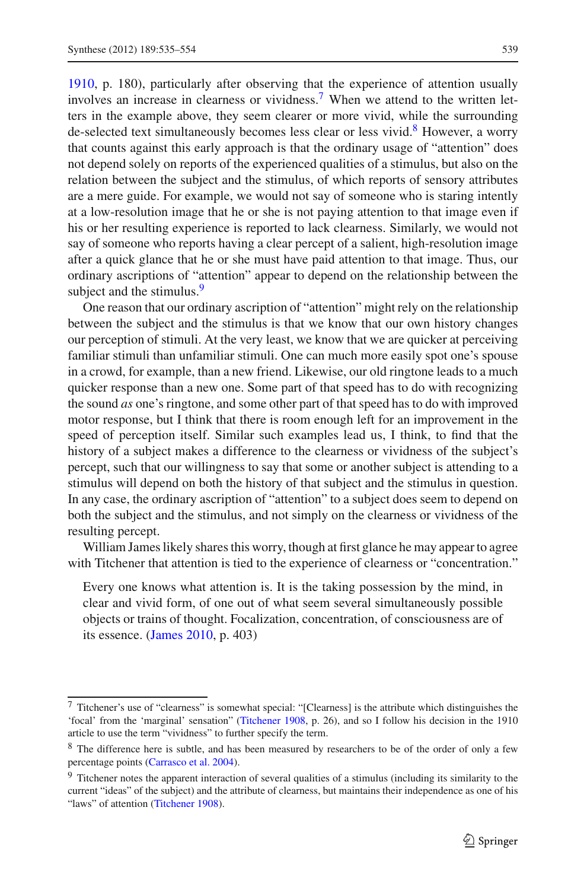1910, p. 180), particularly after observing that the experience of attention usually involves an increase in clearness or vividness.[7] When we attend to the written letters in the example above, they seem clearer or more vivid, while the surrounding de-selected text simultaneously becomes less clear or less vivid.[8] However, a worry that counts against this early approach is that the ordinary usage of "attention" does not depend solely on reports of the experienced qualities of a stimulus, but also on the relation between the subject and the stimulus, of which reports of sensory attributes are a mere guide. For example, we would not say of someone who is staring intently at a low-resolution image that he or she is not paying attention to that image even if his or her resulting experience is reported to lack clearness. Similarly, we would not say of someone who reports having a clear percept of a salient, high-resolution image after a quick glance that he or she must have paid attention to that image. Thus, our ordinary ascriptions of "attention" appear to depend on the relationship between the subject and the stimulus.[9]

One reason that our ordinary ascription of "attention" might rely on the relationship between the subject and the stimulus is that we know that our own history changes our perception of stimuli. At the very least, we know that we are quicker at perceiving familiar stimuli than unfamiliar stimuli. One can much more easily spot one's spouse in a crowd, for example, than a new friend. Likewise, our old ringtone leads to a much quicker response than a new one. Some part of that speed has to do with recognizing the sound *as* one's ringtone, and some other part of that speed has to do with improved motor response, but I think that there is room enough left for an improvement in the speed of perception itself. Similar such examples lead us, I think, to find that the history of a subject makes a difference to the clearness or vividness of the subject's percept, such that our willingness to say that some or another subject is attending to a stimulus will depend on both the history of that subject and the stimulus in question. In any case, the ordinary ascription of "attention" to a subject does seem to depend on both the subject and the stimulus, and not simply on the clearness or vividness of the resulting percept.

William James likely shares this worry, though at first glance he may appear to agree with Titchener that attention is tied to the experience of clearness or "concentration."

> Every one knows what attention is. It is the taking possession by the mind, in clear and vivid form, of one out of what seem several simultaneously possible objects or trains of thought. Focalization, concentration, of consciousness are of its essence. (James 2010, p. 403)

---

[7] Titchener's use of "clearness" is somewhat special: "[Clearness] is the attribute which distinguishes the 'focal' from the 'marginal' sensation" (Titchener 1908, p. 26), and so I follow his decision in the 1910 article to use the term "vividness" to further specify the term.

[8] The difference here is subtle, and has been measured by researchers to be of the order of only a few percentage points (Carrasco et al. 2004).

[9] Titchener notes the apparent interaction of several qualities of a stimulus (including its similarity to the current "ideas" of the subject) and the attribute of clearness, but maintains their independence as one of his "laws" of attention (Titchener 1908).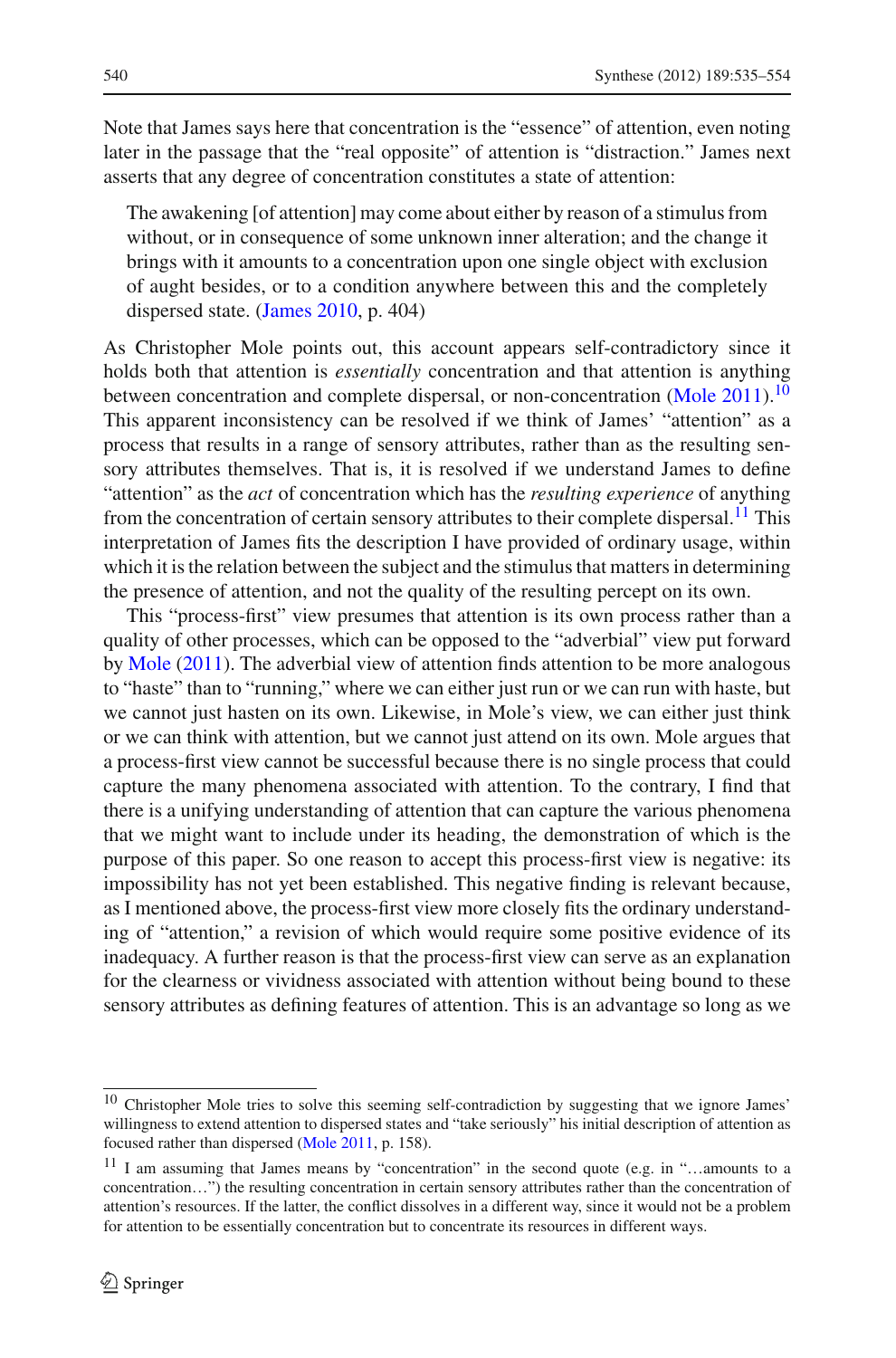Note that James says here that concentration is the "essence" of attention, even noting later in the passage that the "real opposite" of attention is "distraction." James next asserts that any degree of concentration constitutes a state of attention:

> The awakening [of attention] may come about either by reason of a stimulus from without, or in consequence of some unknown inner alteration; and the change it brings with it amounts to a concentration upon one single object with exclusion of aught besides, or to a condition anywhere between this and the completely dispersed state. (James 2010, p. 404)

As Christopher Mole points out, this account appears self-contradictory since it holds both that attention is *essentially* concentration and that attention is anything between concentration and complete dispersal, or non-concentration (Mole 2011).[10] This apparent inconsistency can be resolved if we think of James' "attention" as a process that results in a range of sensory attributes, rather than as the resulting sensory attributes themselves. That is, it is resolved if we understand James to define "attention" as the *act* of concentration which has the *resulting experience* of anything from the concentration of certain sensory attributes to their complete dispersal.[11] This interpretation of James fits the description I have provided of ordinary usage, within which it is the relation between the subject and the stimulus that matters in determining the presence of attention, and not the quality of the resulting percept on its own.

This "process-first" view presumes that attention is its own process rather than a quality of other processes, which can be opposed to the "adverbial" view put forward by Mole (2011). The adverbial view of attention finds attention to be more analogous to "haste" than to "running," where we can either just run or we can run with haste, but we cannot just hasten on its own. Likewise, in Mole's view, we can either just think or we can think with attention, but we cannot just attend on its own. Mole argues that a process-first view cannot be successful because there is no single process that could capture the many phenomena associated with attention. To the contrary, I find that there is a unifying understanding of attention that can capture the various phenomena that we might want to include under its heading, the demonstration of which is the purpose of this paper. So one reason to accept this process-first view is negative: its impossibility has not yet been established. This negative finding is relevant because, as I mentioned above, the process-first view more closely fits the ordinary understanding of "attention," a revision of which would require some positive evidence of its inadequacy. A further reason is that the process-first view can serve as an explanation for the clearness or vividness associated with attention without being bound to these sensory attributes as defining features of attention. This is an advantage so long as we

---

[10] Christopher Mole tries to solve this seeming self-contradiction by suggesting that we ignore James' willingness to extend attention to dispersed states and "take seriously" his initial description of attention as focused rather than dispersed (Mole 2011, p. 158).

[11] I am assuming that James means by "concentration" in the second quote (e.g. in "…amounts to a concentration…") the resulting concentration in certain sensory attributes rather than the concentration of attention's resources. If the latter, the conflict dissolves in a different way, since it would not be a problem for attention to be essentially concentration but to concentrate its resources in different ways.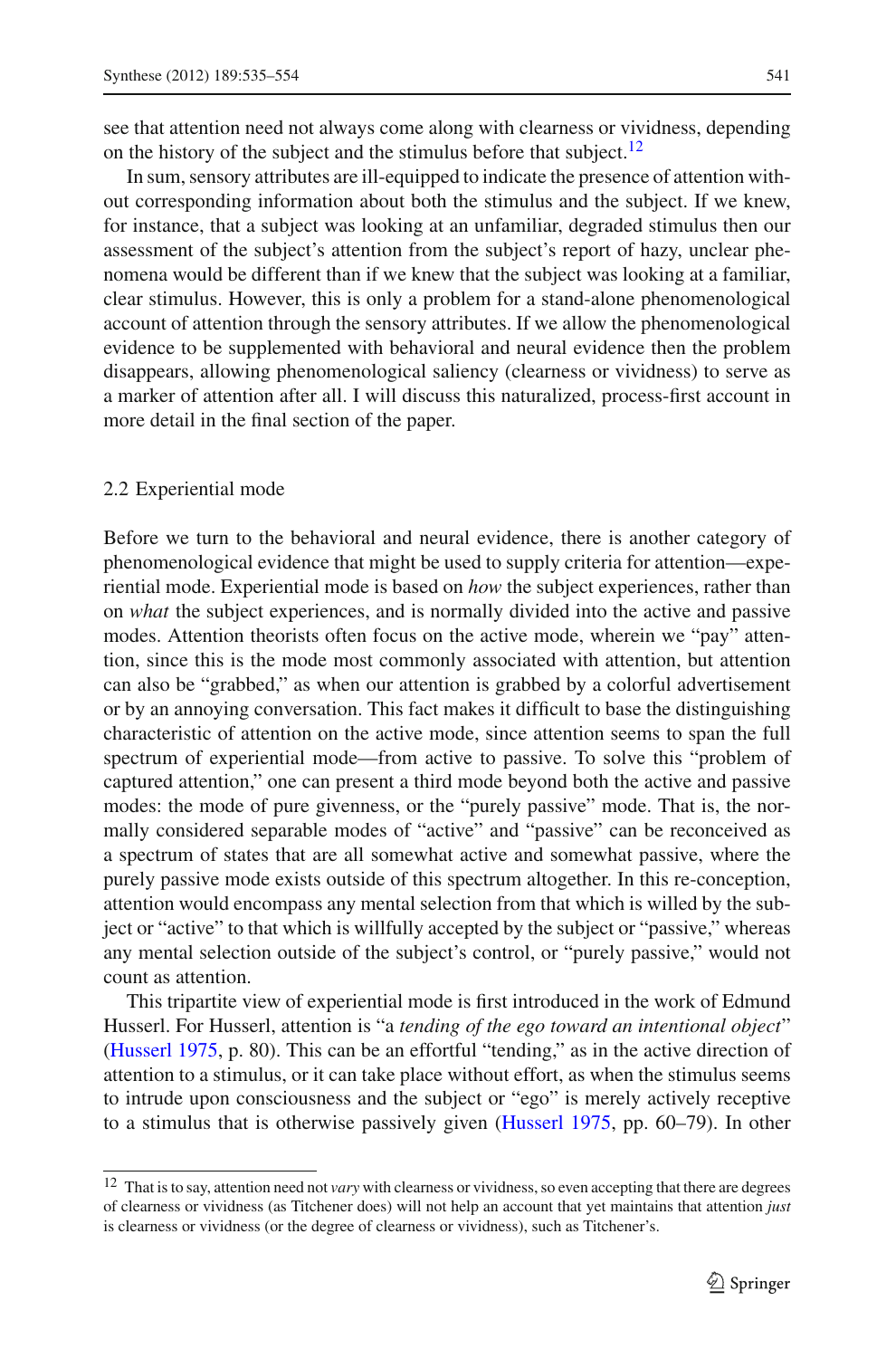see that attention need not always come along with clearness or vividness, depending on the history of the subject and the stimulus before that subject.[12]

In sum, sensory attributes are ill-equipped to indicate the presence of attention without corresponding information about both the stimulus and the subject. If we knew, for instance, that a subject was looking at an unfamiliar, degraded stimulus then our assessment of the subject's attention from the subject's report of hazy, unclear phenomena would be different than if we knew that the subject was looking at a familiar, clear stimulus. However, this is only a problem for a stand-alone phenomenological account of attention through the sensory attributes. If we allow the phenomenological evidence to be supplemented with behavioral and neural evidence then the problem disappears, allowing phenomenological saliency (clearness or vividness) to serve as a marker of attention after all. I will discuss this naturalized, process-first account in more detail in the final section of the paper.

### 2.2 Experiential mode

Before we turn to the behavioral and neural evidence, there is another category of phenomenological evidence that might be used to supply criteria for attention—experiential mode. Experiential mode is based on *how* the subject experiences, rather than on *what* the subject experiences, and is normally divided into the active and passive modes. Attention theorists often focus on the active mode, wherein we "pay" attention, since this is the mode most commonly associated with attention, but attention can also be "grabbed," as when our attention is grabbed by a colorful advertisement or by an annoying conversation. This fact makes it difficult to base the distinguishing characteristic of attention on the active mode, since attention seems to span the full spectrum of experiential mode—from active to passive. To solve this "problem of captured attention," one can present a third mode beyond both the active and passive modes: the mode of pure givenness, or the "purely passive" mode. That is, the normally considered separable modes of "active" and "passive" can be reconceived as a spectrum of states that are all somewhat active and somewhat passive, where the purely passive mode exists outside of this spectrum altogether. In this re-conception, attention would encompass any mental selection from that which is willed by the subject or "active" to that which is willfully accepted by the subject or "passive," whereas any mental selection outside of the subject's control, or "purely passive," would not count as attention.

This tripartite view of experiential mode is first introduced in the work of Edmund Husserl. For Husserl, attention is "a *tending of the ego toward an intentional object*" (Husserl 1975, p. 80). This can be an effortful "tending," as in the active direction of attention to a stimulus, or it can take place without effort, as when the stimulus seems to intrude upon consciousness and the subject or "ego" is merely actively receptive to a stimulus that is otherwise passively given (Husserl 1975, pp. 60–79). In other

[12] That is to say, attention need not *vary* with clearness or vividness, so even accepting that there are degrees of clearness or vividness (as Titchener does) will not help an account that yet maintains that attention *just* is clearness or vividness (or the degree of clearness or vividness), such as Titchener's.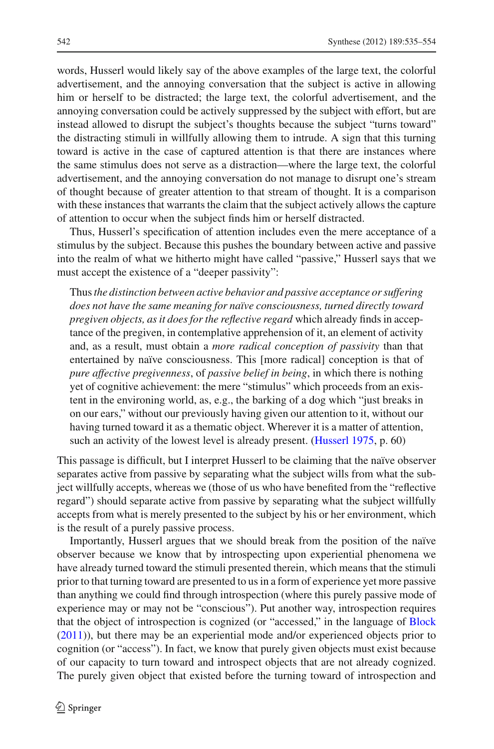words, Husserl would likely say of the above examples of the large text, the colorful advertisement, and the annoying conversation that the subject is active in allowing him or herself to be distracted; the large text, the colorful advertisement, and the annoying conversation could be actively suppressed by the subject with effort, but are instead allowed to disrupt the subject's thoughts because the subject "turns toward" the distracting stimuli in willfully allowing them to intrude. A sign that this turning toward is active in the case of captured attention is that there are instances where the same stimulus does not serve as a distraction—where the large text, the colorful advertisement, and the annoying conversation do not manage to disrupt one's stream of thought because of greater attention to that stream of thought. It is a comparison with these instances that warrants the claim that the subject actively allows the capture of attention to occur when the subject finds him or herself distracted.

Thus, Husserl's specification of attention includes even the mere acceptance of a stimulus by the subject. Because this pushes the boundary between active and passive into the realm of what we hitherto might have called "passive," Husserl says that we must accept the existence of a "deeper passivity":

> Thus *the distinction between active behavior and passive acceptance or suffering does not have the same meaning for naïve consciousness, turned directly toward pregiven objects, as it does for the reflective regard* which already finds in acceptance of the pregiven, in contemplative apprehension of it, an element of activity and, as a result, must obtain a *more radical conception of passivity* than that entertained by naïve consciousness. This [more radical] conception is that of *pure affective pregivenness*, of *passive belief in being*, in which there is nothing yet of cognitive achievement: the mere "stimulus" which proceeds from an existent in the environing world, as, e.g., the barking of a dog which "just breaks in on our ears," without our previously having given our attention to it, without our having turned toward it as a thematic object. Wherever it is a matter of attention, such an activity of the lowest level is already present. (Husserl 1975, p. 60)

This passage is difficult, but I interpret Husserl to be claiming that the naïve observer separates active from passive by separating what the subject wills from what the subject willfully accepts, whereas we (those of us who have benefited from the "reflective regard") should separate active from passive by separating what the subject willfully accepts from what is merely presented to the subject by his or her environment, which is the result of a purely passive process.

Importantly, Husserl argues that we should break from the position of the naïve observer because we know that by introspecting upon experiential phenomena we have already turned toward the stimuli presented therein, which means that the stimuli prior to that turning toward are presented to us in a form of experience yet more passive than anything we could find through introspection (where this purely passive mode of experience may or may not be "conscious"). Put another way, introspection requires that the object of introspection is cognized (or "accessed," in the language of Block (2011)), but there may be an experiential mode and/or experienced objects prior to cognition (or "access"). In fact, we know that purely given objects must exist because of our capacity to turn toward and introspect objects that are not already cognized. The purely given object that existed before the turning toward of introspection and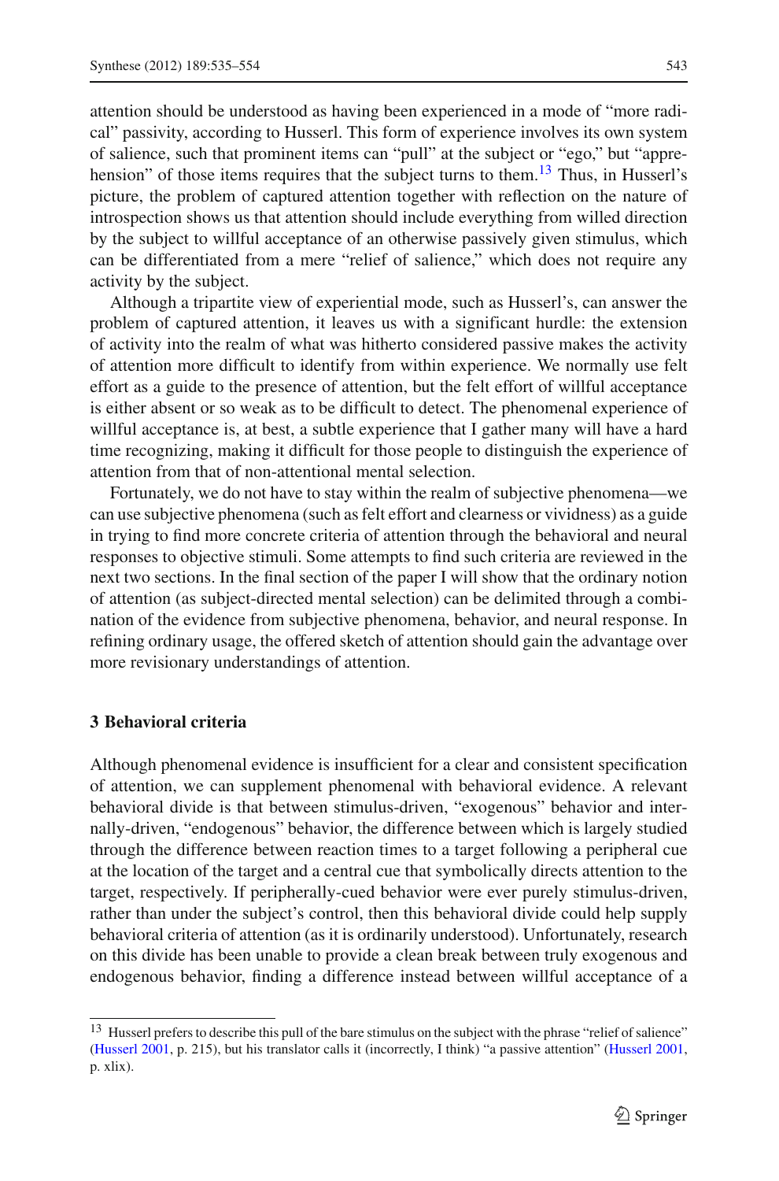attention should be understood as having been experienced in a mode of "more radical" passivity, according to Husserl. This form of experience involves its own system of salience, such that prominent items can "pull" at the subject or "ego," but "apprehension" of those items requires that the subject turns to them.[13] Thus, in Husserl's picture, the problem of captured attention together with reflection on the nature of introspection shows us that attention should include everything from willed direction by the subject to willful acceptance of an otherwise passively given stimulus, which can be differentiated from a mere "relief of salience," which does not require any activity by the subject.

Although a tripartite view of experiential mode, such as Husserl's, can answer the problem of captured attention, it leaves us with a significant hurdle: the extension of activity into the realm of what was hitherto considered passive makes the activity of attention more difficult to identify from within experience. We normally use felt effort as a guide to the presence of attention, but the felt effort of willful acceptance is either absent or so weak as to be difficult to detect. The phenomenal experience of willful acceptance is, at best, a subtle experience that I gather many will have a hard time recognizing, making it difficult for those people to distinguish the experience of attention from that of non-attentional mental selection.

Fortunately, we do not have to stay within the realm of subjective phenomena—we can use subjective phenomena (such as felt effort and clearness or vividness) as a guide in trying to find more concrete criteria of attention through the behavioral and neural responses to objective stimuli. Some attempts to find such criteria are reviewed in the next two sections. In the final section of the paper I will show that the ordinary notion of attention (as subject-directed mental selection) can be delimited through a combination of the evidence from subjective phenomena, behavior, and neural response. In refining ordinary usage, the offered sketch of attention should gain the advantage over more revisionary understandings of attention.

## 3 Behavioral criteria

Although phenomenal evidence is insufficient for a clear and consistent specification of attention, we can supplement phenomenal with behavioral evidence. A relevant behavioral divide is that between stimulus-driven, "exogenous" behavior and internally-driven, "endogenous" behavior, the difference between which is largely studied through the difference between reaction times to a target following a peripheral cue at the location of the target and a central cue that symbolically directs attention to the target, respectively. If peripherally-cued behavior were ever purely stimulus-driven, rather than under the subject's control, then this behavioral divide could help supply behavioral criteria of attention (as it is ordinarily understood). Unfortunately, research on this divide has been unable to provide a clean break between truly exogenous and endogenous behavior, finding a difference instead between willful acceptance of a

[13] Husserl prefers to describe this pull of the bare stimulus on the subject with the phrase "relief of salience" (Husserl 2001, p. 215), but his translator calls it (incorrectly, I think) "a passive attention" (Husserl 2001, p. xlix).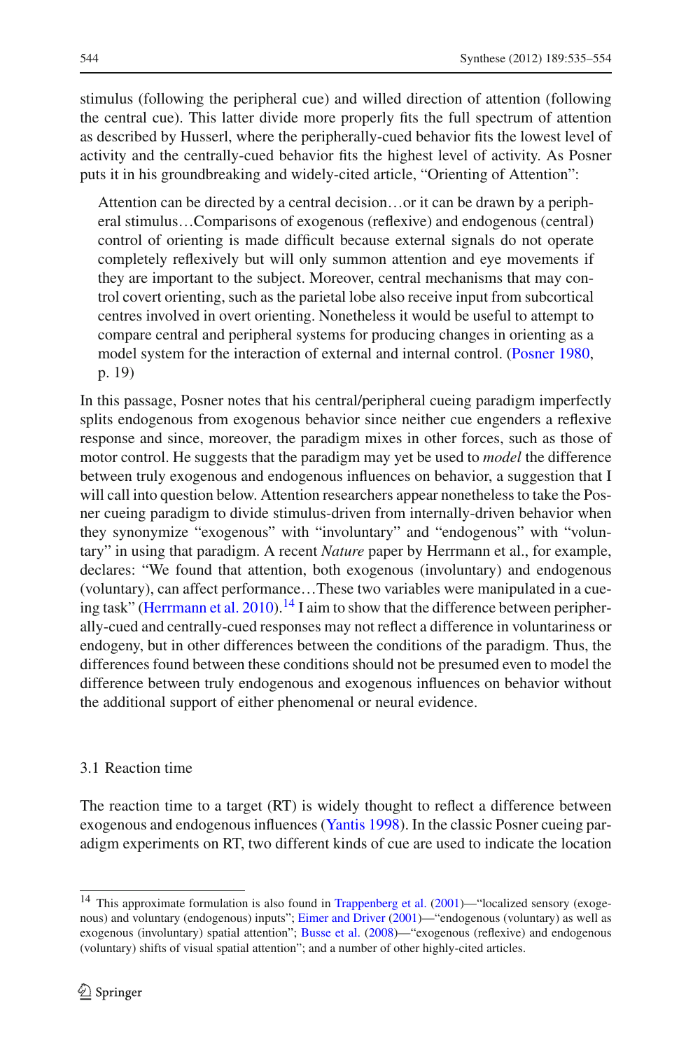stimulus (following the peripheral cue) and willed direction of attention (following the central cue). This latter divide more properly fits the full spectrum of attention as described by Husserl, where the peripherally-cued behavior fits the lowest level of activity and the centrally-cued behavior fits the highest level of activity. As Posner puts it in his groundbreaking and widely-cited article, "Orienting of Attention":

> Attention can be directed by a central decision…or it can be drawn by a peripheral stimulus…Comparisons of exogenous (reflexive) and endogenous (central) control of orienting is made difficult because external signals do not operate completely reflexively but will only summon attention and eye movements if they are important to the subject. Moreover, central mechanisms that may control covert orienting, such as the parietal lobe also receive input from subcortical centres involved in overt orienting. Nonetheless it would be useful to attempt to compare central and peripheral systems for producing changes in orienting as a model system for the interaction of external and internal control. (Posner 1980, p. 19)

In this passage, Posner notes that his central/peripheral cueing paradigm imperfectly splits endogenous from exogenous behavior since neither cue engenders a reflexive response and since, moreover, the paradigm mixes in other forces, such as those of motor control. He suggests that the paradigm may yet be used to *model* the difference between truly exogenous and endogenous influences on behavior, a suggestion that I will call into question below. Attention researchers appear nonetheless to take the Posner cueing paradigm to divide stimulus-driven from internally-driven behavior when they synonymize "exogenous" with "involuntary" and "endogenous" with "voluntary" in using that paradigm. A recent *Nature* paper by Herrmann et al., for example, declares: "We found that attention, both exogenous (involuntary) and endogenous (voluntary), can affect performance…These two variables were manipulated in a cueing task" (Herrmann et al. 2010).[14] I aim to show that the difference between peripherally-cued and centrally-cued responses may not reflect a difference in voluntariness or endogeny, but in other differences between the conditions of the paradigm. Thus, the differences found between these conditions should not be presumed even to model the difference between truly endogenous and exogenous influences on behavior without the additional support of either phenomenal or neural evidence.

### 3.1 Reaction time

The reaction time to a target (RT) is widely thought to reflect a difference between exogenous and endogenous influences (Yantis 1998). In the classic Posner cueing paradigm experiments on RT, two different kinds of cue are used to indicate the location

[14] This approximate formulation is also found in Trappenberg et al. (2001)—"localized sensory (exogenous) and voluntary (endogenous) inputs"; Eimer and Driver (2001)—"endogenous (voluntary) as well as exogenous (involuntary) spatial attention"; Busse et al. (2008)—"exogenous (reflexive) and endogenous (voluntary) shifts of visual spatial attention"; and a number of other highly-cited articles.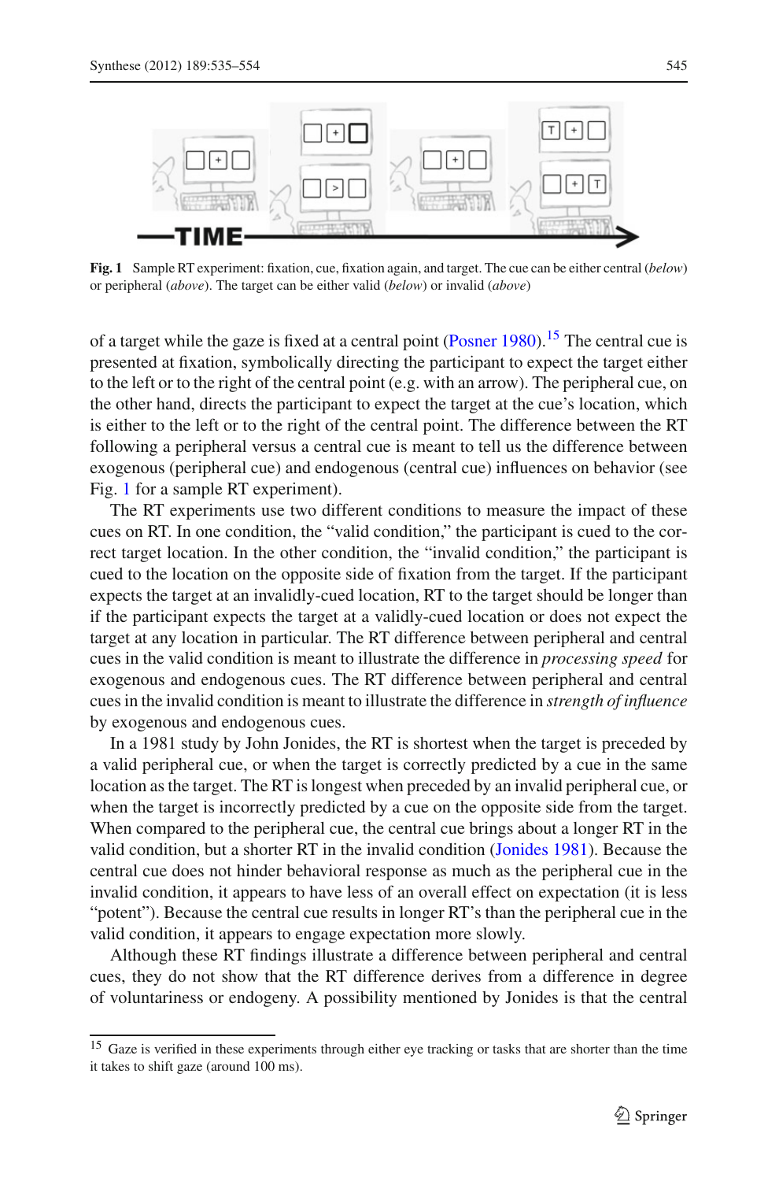**Fig. 1** Sample RT experiment: fixation, cue, fixation again, and target. The cue can be either central (*below*) or peripheral (*above*). The target can be either valid (*below*) or invalid (*above*)

of a target while the gaze is fixed at a central point (Posner 1980).[15] The central cue is presented at fixation, symbolically directing the participant to expect the target either to the left or to the right of the central point (e.g. with an arrow). The peripheral cue, on the other hand, directs the participant to expect the target at the cue's location, which is either to the left or to the right of the central point. The difference between the RT following a peripheral versus a central cue is meant to tell us the difference between exogenous (peripheral cue) and endogenous (central cue) influences on behavior (see Fig. 1 for a sample RT experiment).

The RT experiments use two different conditions to measure the impact of these cues on RT. In one condition, the "valid condition," the participant is cued to the correct target location. In the other condition, the "invalid condition," the participant is cued to the location on the opposite side of fixation from the target. If the participant expects the target at an invalidly-cued location, RT to the target should be longer than if the participant expects the target at a validly-cued location or does not expect the target at any location in particular. The RT difference between peripheral and central cues in the valid condition is meant to illustrate the difference in *processing speed* for exogenous and endogenous cues. The RT difference between peripheral and central cues in the invalid condition is meant to illustrate the difference in *strength of influence* by exogenous and endogenous cues.

In a 1981 study by John Jonides, the RT is shortest when the target is preceded by a valid peripheral cue, or when the target is correctly predicted by a cue in the same location as the target. The RT is longest when preceded by an invalid peripheral cue, or when the target is incorrectly predicted by a cue on the opposite side from the target. When compared to the peripheral cue, the central cue brings about a longer RT in the valid condition, but a shorter RT in the invalid condition (Jonides 1981). Because the central cue does not hinder behavioral response as much as the peripheral cue in the invalid condition, it appears to have less of an overall effect on expectation (it is less "potent"). Because the central cue results in longer RT's than the peripheral cue in the valid condition, it appears to engage expectation more slowly.

Although these RT findings illustrate a difference between peripheral and central cues, they do not show that the RT difference derives from a difference in degree of voluntariness or endogeny. A possibility mentioned by Jonides is that the central

[15] Gaze is verified in these experiments through either eye tracking or tasks that are shorter than the time it takes to shift gaze (around 100 ms).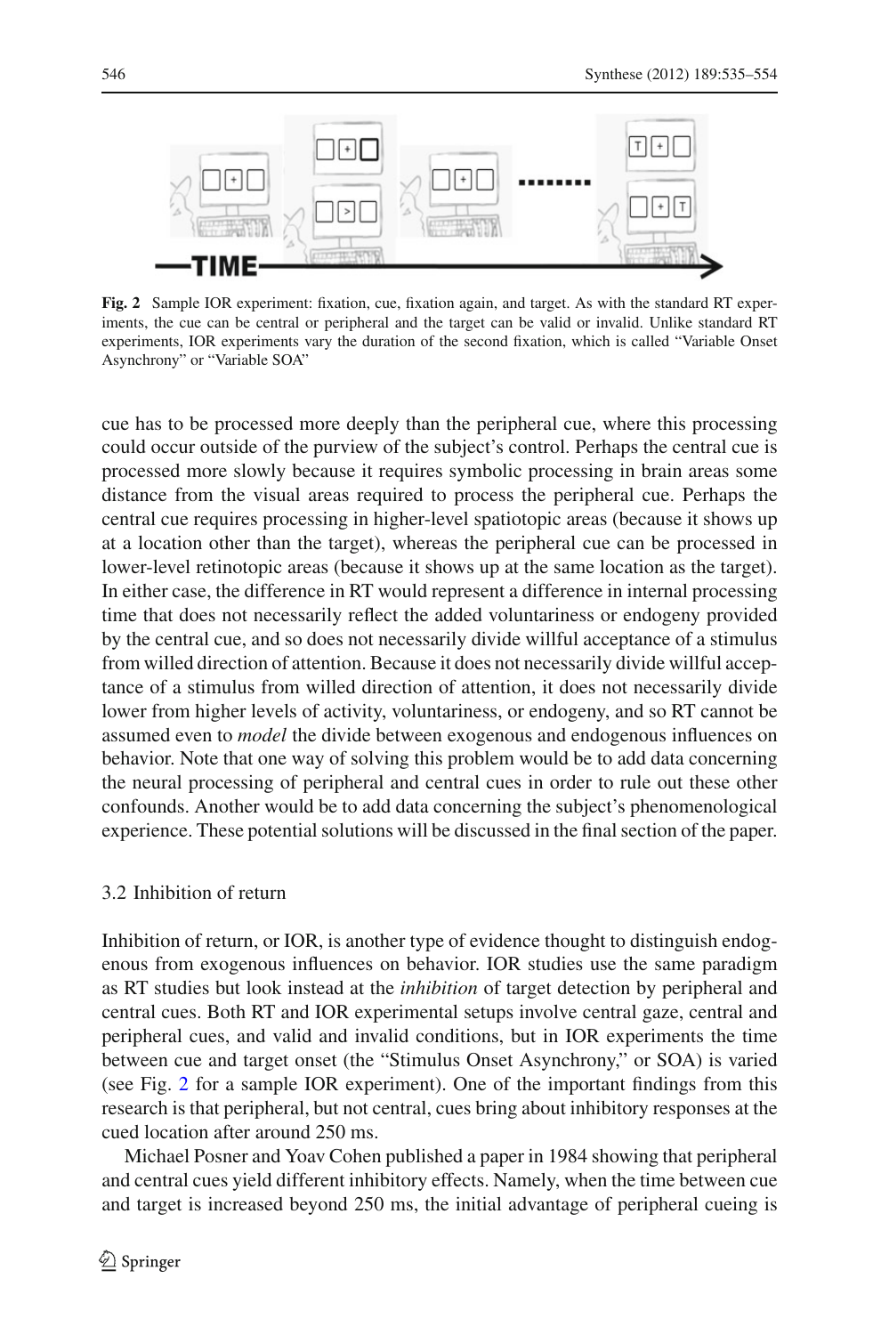**Fig. 2** Sample IOR experiment: fixation, cue, fixation again, and target. As with the standard RT experiments, the cue can be central or peripheral and the target can be valid or invalid. Unlike standard RT experiments, IOR experiments vary the duration of the second fixation, which is called "Variable Onset Asynchrony" or "Variable SOA"

cue has to be processed more deeply than the peripheral cue, where this processing could occur outside of the purview of the subject's control. Perhaps the central cue is processed more slowly because it requires symbolic processing in brain areas some distance from the visual areas required to process the peripheral cue. Perhaps the central cue requires processing in higher-level spatiotopic areas (because it shows up at a location other than the target), whereas the peripheral cue can be processed in lower-level retinotopic areas (because it shows up at the same location as the target). In either case, the difference in RT would represent a difference in internal processing time that does not necessarily reflect the added voluntariness or endogeny provided by the central cue, and so does not necessarily divide willful acceptance of a stimulus from willed direction of attention. Because it does not necessarily divide willful acceptance of a stimulus from willed direction of attention, it does not necessarily divide lower from higher levels of activity, voluntariness, or endogeny, and so RT cannot be assumed even to *model* the divide between exogenous and endogenous influences on behavior. Note that one way of solving this problem would be to add data concerning the neural processing of peripheral and central cues in order to rule out these other confounds. Another would be to add data concerning the subject's phenomenological experience. These potential solutions will be discussed in the final section of the paper.

### 3.2 Inhibition of return

Inhibition of return, or IOR, is another type of evidence thought to distinguish endogenous from exogenous influences on behavior. IOR studies use the same paradigm as RT studies but look instead at the *inhibition* of target detection by peripheral and central cues. Both RT and IOR experimental setups involve central gaze, central and peripheral cues, and valid and invalid conditions, but in IOR experiments the time between cue and target onset (the "Stimulus Onset Asynchrony," or SOA) is varied (see Fig. 2 for a sample IOR experiment). One of the important findings from this research is that peripheral, but not central, cues bring about inhibitory responses at the cued location after around 250 ms.

Michael Posner and Yoav Cohen published a paper in 1984 showing that peripheral and central cues yield different inhibitory effects. Namely, when the time between cue and target is increased beyond 250 ms, the initial advantage of peripheral cueing is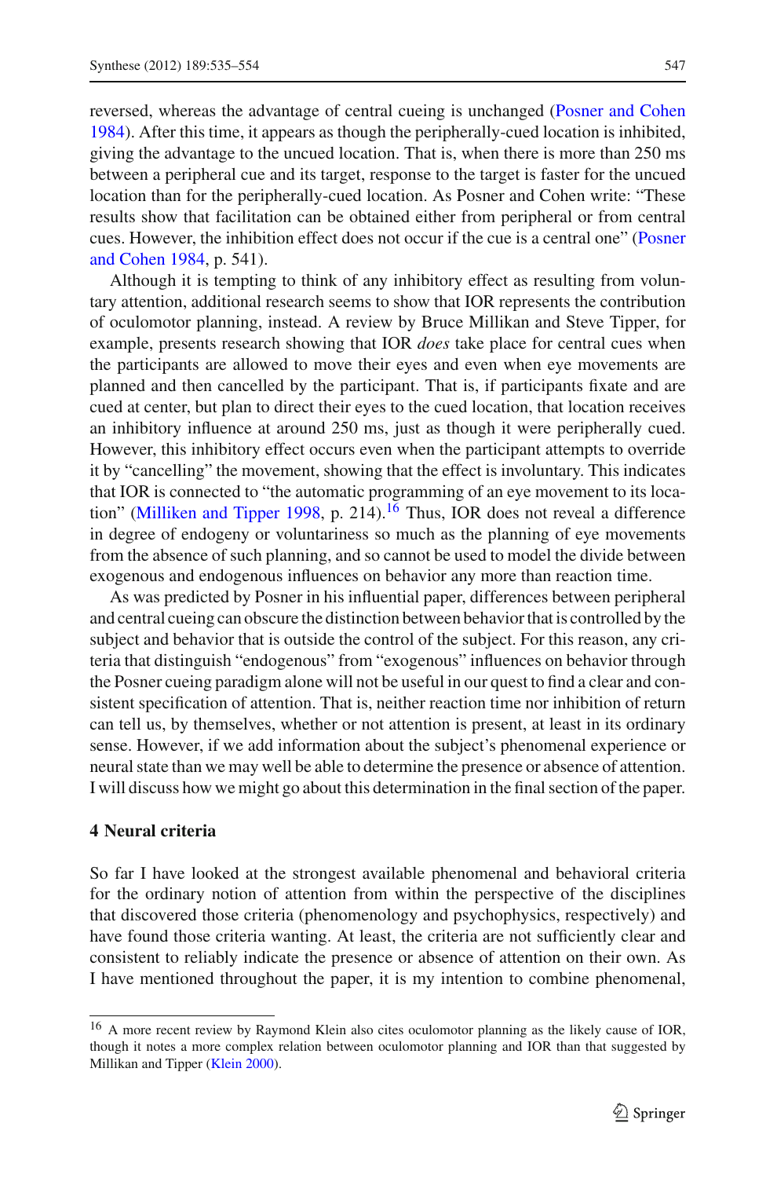reversed, whereas the advantage of central cueing is unchanged (Posner and Cohen 1984). After this time, it appears as though the peripherally-cued location is inhibited, giving the advantage to the uncued location. That is, when there is more than 250 ms between a peripheral cue and its target, response to the target is faster for the uncued location than for the peripherally-cued location. As Posner and Cohen write: "These results show that facilitation can be obtained either from peripheral or from central cues. However, the inhibition effect does not occur if the cue is a central one" (Posner and Cohen 1984, p. 541).

Although it is tempting to think of any inhibitory effect as resulting from voluntary attention, additional research seems to show that IOR represents the contribution of oculomotor planning, instead. A review by Bruce Millikan and Steve Tipper, for example, presents research showing that IOR *does* take place for central cues when the participants are allowed to move their eyes and even when eye movements are planned and then cancelled by the participant. That is, if participants fixate and are cued at center, but plan to direct their eyes to the cued location, that location receives an inhibitory influence at around 250 ms, just as though it were peripherally cued. However, this inhibitory effect occurs even when the participant attempts to override it by "cancelling" the movement, showing that the effect is involuntary. This indicates that IOR is connected to "the automatic programming of an eye movement to its location" (Milliken and Tipper 1998, p. 214).[16] Thus, IOR does not reveal a difference in degree of endogeny or voluntariness so much as the planning of eye movements from the absence of such planning, and so cannot be used to model the divide between exogenous and endogenous influences on behavior any more than reaction time.

As was predicted by Posner in his influential paper, differences between peripheral and central cueing can obscure the distinction between behavior that is controlled by the subject and behavior that is outside the control of the subject. For this reason, any criteria that distinguish "endogenous" from "exogenous" influences on behavior through the Posner cueing paradigm alone will not be useful in our quest to find a clear and consistent specification of attention. That is, neither reaction time nor inhibition of return can tell us, by themselves, whether or not attention is present, at least in its ordinary sense. However, if we add information about the subject's phenomenal experience or neural state than we may well be able to determine the presence or absence of attention. I will discuss how we might go about this determination in the final section of the paper.

## 4 Neural criteria

So far I have looked at the strongest available phenomenal and behavioral criteria for the ordinary notion of attention from within the perspective of the disciplines that discovered those criteria (phenomenology and psychophysics, respectively) and have found those criteria wanting. At least, the criteria are not sufficiently clear and consistent to reliably indicate the presence or absence of attention on their own. As I have mentioned throughout the paper, it is my intention to combine phenomenal,

[16] A more recent review by Raymond Klein also cites oculomotor planning as the likely cause of IOR, though it notes a more complex relation between oculomotor planning and IOR than that suggested by Millikan and Tipper (Klein 2000).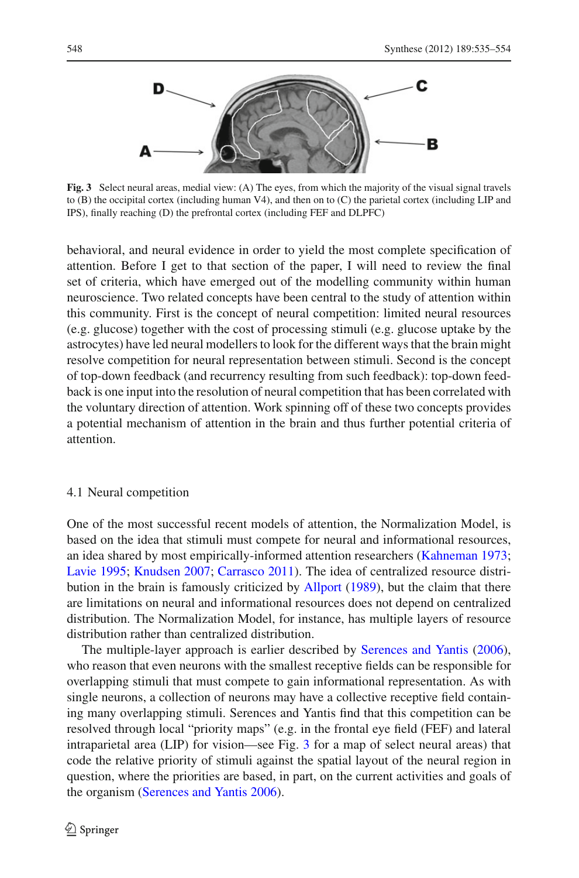**Fig. 3** Select neural areas, medial view: (A) The eyes, from which the majority of the visual signal travels to (B) the occipital cortex (including human V4), and then on to (C) the parietal cortex (including LIP and IPS), finally reaching (D) the prefrontal cortex (including FEF and DLPFC)

behavioral, and neural evidence in order to yield the most complete specification of attention. Before I get to that section of the paper, I will need to review the final set of criteria, which have emerged out of the modelling community within human neuroscience. Two related concepts have been central to the study of attention within this community. First is the concept of neural competition: limited neural resources (e.g. glucose) together with the cost of processing stimuli (e.g. glucose uptake by the astrocytes) have led neural modellers to look for the different ways that the brain might resolve competition for neural representation between stimuli. Second is the concept of top-down feedback (and recurrency resulting from such feedback): top-down feedback is one input into the resolution of neural competition that has been correlated with the voluntary direction of attention. Work spinning off of these two concepts provides a potential mechanism of attention in the brain and thus further potential criteria of attention.

### 4.1 Neural competition

One of the most successful recent models of attention, the Normalization Model, is based on the idea that stimuli must compete for neural and informational resources, an idea shared by most empirically-informed attention researchers (Kahneman 1973; Lavie 1995; Knudsen 2007; Carrasco 2011). The idea of centralized resource distribution in the brain is famously criticized by Allport (1989), but the claim that there are limitations on neural and informational resources does not depend on centralized distribution. The Normalization Model, for instance, has multiple layers of resource distribution rather than centralized distribution.

The multiple-layer approach is earlier described by Serences and Yantis (2006), who reason that even neurons with the smallest receptive fields can be responsible for overlapping stimuli that must compete to gain informational representation. As with single neurons, a collection of neurons may have a collective receptive field containing many overlapping stimuli. Serences and Yantis find that this competition can be resolved through local "priority maps" (e.g. in the frontal eye field (FEF) and lateral intraparietal area (LIP) for vision—see Fig. 3 for a map of select neural areas) that code the relative priority of stimuli against the spatial layout of the neural region in question, where the priorities are based, in part, on the current activities and goals of the organism (Serences and Yantis 2006).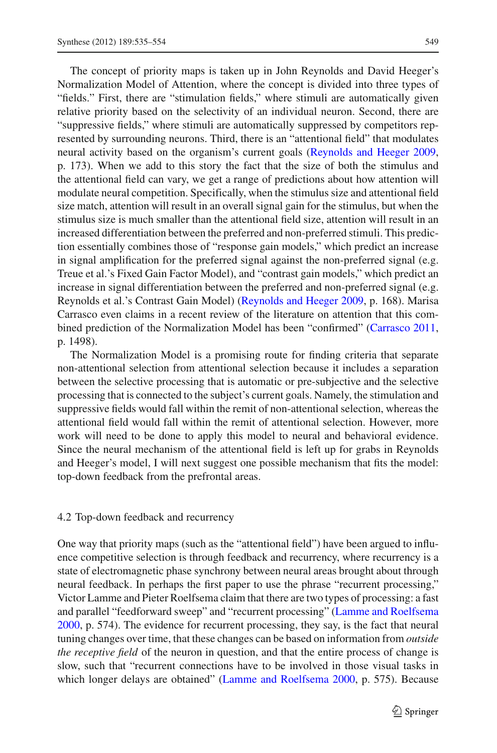The concept of priority maps is taken up in John Reynolds and David Heeger's Normalization Model of Attention, where the concept is divided into three types of "fields." First, there are "stimulation fields," where stimuli are automatically given relative priority based on the selectivity of an individual neuron. Second, there are "suppressive fields," where stimuli are automatically suppressed by competitors represented by surrounding neurons. Third, there is an "attentional field" that modulates neural activity based on the organism's current goals (Reynolds and Heeger 2009, p. 173). When we add to this story the fact that the size of both the stimulus and the attentional field can vary, we get a range of predictions about how attention will modulate neural competition. Specifically, when the stimulus size and attentional field size match, attention will result in an overall signal gain for the stimulus, but when the stimulus size is much smaller than the attentional field size, attention will result in an increased differentiation between the preferred and non-preferred stimuli. This prediction essentially combines those of "response gain models," which predict an increase in signal amplification for the preferred signal against the non-preferred signal (e.g. Treue et al.'s Fixed Gain Factor Model), and "contrast gain models," which predict an increase in signal differentiation between the preferred and non-preferred signal (e.g. Reynolds et al.'s Contrast Gain Model) (Reynolds and Heeger 2009, p. 168). Marisa Carrasco even claims in a recent review of the literature on attention that this combined prediction of the Normalization Model has been "confirmed" (Carrasco 2011, p. 1498).

The Normalization Model is a promising route for finding criteria that separate non-attentional selection from attentional selection because it includes a separation between the selective processing that is automatic or pre-subjective and the selective processing that is connected to the subject's current goals. Namely, the stimulation and suppressive fields would fall within the remit of non-attentional selection, whereas the attentional field would fall within the remit of attentional selection. However, more work will need to be done to apply this model to neural and behavioral evidence. Since the neural mechanism of the attentional field is left up for grabs in Reynolds and Heeger's model, I will next suggest one possible mechanism that fits the model: top-down feedback from the prefrontal areas.

### 4.2 Top-down feedback and recurrency

One way that priority maps (such as the "attentional field") have been argued to influence competitive selection is through feedback and recurrency, where recurrency is a state of electromagnetic phase synchrony between neural areas brought about through neural feedback. In perhaps the first paper to use the phrase "recurrent processing," Victor Lamme and Pieter Roelfsema claim that there are two types of processing: a fast and parallel "feedforward sweep" and "recurrent processing" (Lamme and Roelfsema 2000, p. 574). The evidence for recurrent processing, they say, is the fact that neural tuning changes over time, that these changes can be based on information from *outside the receptive field* of the neuron in question, and that the entire process of change is slow, such that "recurrent connections have to be involved in those visual tasks in which longer delays are obtained" (Lamme and Roelfsema 2000, p. 575). Because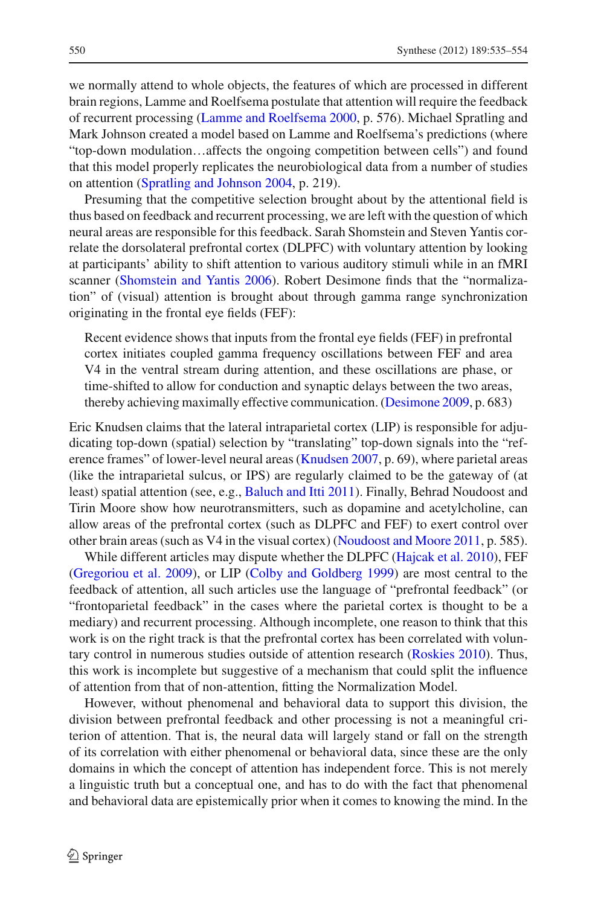we normally attend to whole objects, the features of which are processed in different brain regions, Lamme and Roelfsema postulate that attention will require the feedback of recurrent processing (Lamme and Roelfsema 2000, p. 576). Michael Spratling and Mark Johnson created a model based on Lamme and Roelfsema's predictions (where "top-down modulation…affects the ongoing competition between cells") and found that this model properly replicates the neurobiological data from a number of studies on attention (Spratling and Johnson 2004, p. 219).

Presuming that the competitive selection brought about by the attentional field is thus based on feedback and recurrent processing, we are left with the question of which neural areas are responsible for this feedback. Sarah Shomstein and Steven Yantis correlate the dorsolateral prefrontal cortex (DLPFC) with voluntary attention by looking at participants' ability to shift attention to various auditory stimuli while in an fMRI scanner (Shomstein and Yantis 2006). Robert Desimone finds that the "normalization" of (visual) attention is brought about through gamma range synchronization originating in the frontal eye fields (FEF):

> Recent evidence shows that inputs from the frontal eye fields (FEF) in prefrontal cortex initiates coupled gamma frequency oscillations between FEF and area V4 in the ventral stream during attention, and these oscillations are phase, or time-shifted to allow for conduction and synaptic delays between the two areas, thereby achieving maximally effective communication. (Desimone 2009, p. 683)

Eric Knudsen claims that the lateral intraparietal cortex (LIP) is responsible for adjudicating top-down (spatial) selection by "translating" top-down signals into the "reference frames" of lower-level neural areas (Knudsen 2007, p. 69), where parietal areas (like the intraparietal sulcus, or IPS) are regularly claimed to be the gateway of (at least) spatial attention (see, e.g., Baluch and Itti 2011). Finally, Behrad Noudoost and Tirin Moore show how neurotransmitters, such as dopamine and acetylcholine, can allow areas of the prefrontal cortex (such as DLPFC and FEF) to exert control over other brain areas (such as V4 in the visual cortex) (Noudoost and Moore 2011, p. 585).

While different articles may dispute whether the DLPFC (Hajcak et al. 2010), FEF (Gregoriou et al. 2009), or LIP (Colby and Goldberg 1999) are most central to the feedback of attention, all such articles use the language of "prefrontal feedback" (or "frontoparietal feedback" in the cases where the parietal cortex is thought to be a mediary) and recurrent processing. Although incomplete, one reason to think that this work is on the right track is that the prefrontal cortex has been correlated with voluntary control in numerous studies outside of attention research (Roskies 2010). Thus, this work is incomplete but suggestive of a mechanism that could split the influence of attention from that of non-attention, fitting the Normalization Model.

However, without phenomenal and behavioral data to support this division, the division between prefrontal feedback and other processing is not a meaningful criterion of attention. That is, the neural data will largely stand or fall on the strength of its correlation with either phenomenal or behavioral data, since these are the only domains in which the concept of attention has independent force. This is not merely a linguistic truth but a conceptual one, and has to do with the fact that phenomenal and behavioral data are epistemically prior when it comes to knowing the mind. In the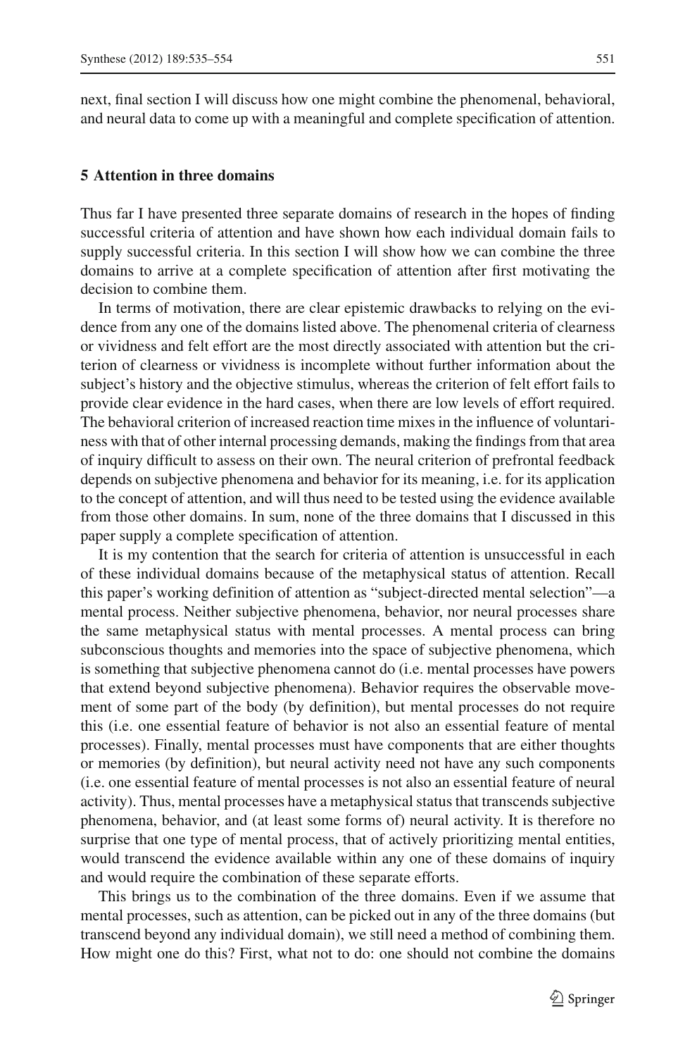next, final section I will discuss how one might combine the phenomenal, behavioral, and neural data to come up with a meaningful and complete specification of attention.

## 5 Attention in three domains

Thus far I have presented three separate domains of research in the hopes of finding successful criteria of attention and have shown how each individual domain fails to supply successful criteria. In this section I will show how we can combine the three domains to arrive at a complete specification of attention after first motivating the decision to combine them.

In terms of motivation, there are clear epistemic drawbacks to relying on the evidence from any one of the domains listed above. The phenomenal criteria of clearness or vividness and felt effort are the most directly associated with attention but the criterion of clearness or vividness is incomplete without further information about the subject's history and the objective stimulus, whereas the criterion of felt effort fails to provide clear evidence in the hard cases, when there are low levels of effort required. The behavioral criterion of increased reaction time mixes in the influence of voluntariness with that of other internal processing demands, making the findings from that area of inquiry difficult to assess on their own. The neural criterion of prefrontal feedback depends on subjective phenomena and behavior for its meaning, i.e. for its application to the concept of attention, and will thus need to be tested using the evidence available from those other domains. In sum, none of the three domains that I discussed in this paper supply a complete specification of attention.

It is my contention that the search for criteria of attention is unsuccessful in each of these individual domains because of the metaphysical status of attention. Recall this paper's working definition of attention as "subject-directed mental selection"—a mental process. Neither subjective phenomena, behavior, nor neural processes share the same metaphysical status with mental processes. A mental process can bring subconscious thoughts and memories into the space of subjective phenomena, which is something that subjective phenomena cannot do (i.e. mental processes have powers that extend beyond subjective phenomena). Behavior requires the observable movement of some part of the body (by definition), but mental processes do not require this (i.e. one essential feature of behavior is not also an essential feature of mental processes). Finally, mental processes must have components that are either thoughts or memories (by definition), but neural activity need not have any such components (i.e. one essential feature of mental processes is not also an essential feature of neural activity). Thus, mental processes have a metaphysical status that transcends subjective phenomena, behavior, and (at least some forms of) neural activity. It is therefore no surprise that one type of mental process, that of actively prioritizing mental entities, would transcend the evidence available within any one of these domains of inquiry and would require the combination of these separate efforts.

This brings us to the combination of the three domains. Even if we assume that mental processes, such as attention, can be picked out in any of the three domains (but transcend beyond any individual domain), we still need a method of combining them. How might one do this? First, what not to do: one should not combine the domains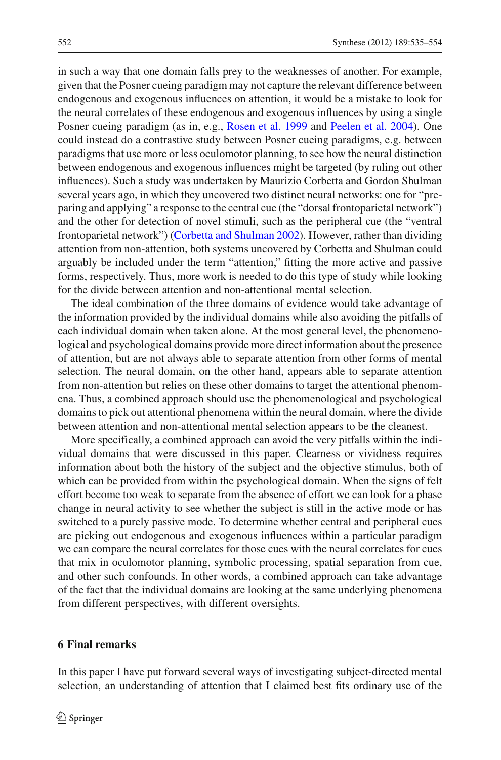in such a way that one domain falls prey to the weaknesses of another. For example, given that the Posner cueing paradigm may not capture the relevant difference between endogenous and exogenous influences on attention, it would be a mistake to look for the neural correlates of these endogenous and exogenous influences by using a single Posner cueing paradigm (as in, e.g., Rosen et al. 1999 and Peelen et al. 2004). One could instead do a contrastive study between Posner cueing paradigms, e.g. between paradigms that use more or less oculomotor planning, to see how the neural distinction between endogenous and exogenous influences might be targeted (by ruling out other influences). Such a study was undertaken by Maurizio Corbetta and Gordon Shulman several years ago, in which they uncovered two distinct neural networks: one for "preparing and applying" a response to the central cue (the "dorsal frontoparietal network") and the other for detection of novel stimuli, such as the peripheral cue (the "ventral frontoparietal network") (Corbetta and Shulman 2002). However, rather than dividing attention from non-attention, both systems uncovered by Corbetta and Shulman could arguably be included under the term "attention," fitting the more active and passive forms, respectively. Thus, more work is needed to do this type of study while looking for the divide between attention and non-attentional mental selection.

The ideal combination of the three domains of evidence would take advantage of the information provided by the individual domains while also avoiding the pitfalls of each individual domain when taken alone. At the most general level, the phenomenological and psychological domains provide more direct information about the presence of attention, but are not always able to separate attention from other forms of mental selection. The neural domain, on the other hand, appears able to separate attention from non-attention but relies on these other domains to target the attentional phenomena. Thus, a combined approach should use the phenomenological and psychological domains to pick out attentional phenomena within the neural domain, where the divide between attention and non-attentional mental selection appears to be the cleanest.

More specifically, a combined approach can avoid the very pitfalls within the individual domains that were discussed in this paper. Clearness or vividness requires information about both the history of the subject and the objective stimulus, both of which can be provided from within the psychological domain. When the signs of felt effort become too weak to separate from the absence of effort we can look for a phase change in neural activity to see whether the subject is still in the active mode or has switched to a purely passive mode. To determine whether central and peripheral cues are picking out endogenous and exogenous influences within a particular paradigm we can compare the neural correlates for those cues with the neural correlates for cues that mix in oculomotor planning, symbolic processing, spatial separation from cue, and other such confounds. In other words, a combined approach can take advantage of the fact that the individual domains are looking at the same underlying phenomena from different perspectives, with different oversights.

## 6 Final remarks

In this paper I have put forward several ways of investigating subject-directed mental selection, an understanding of attention that I claimed best fits ordinary use of the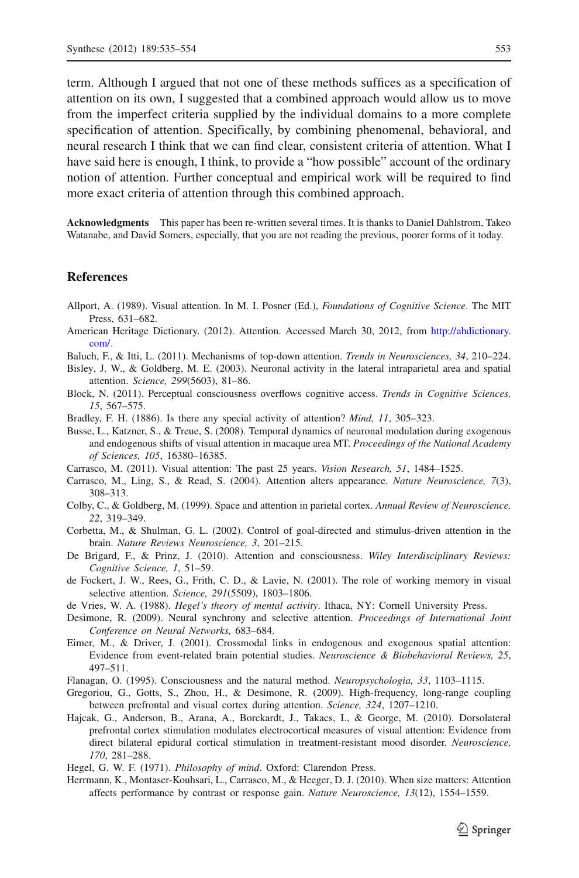term. Although I argued that not one of these methods suffices as a specification of attention on its own, I suggested that a combined approach would allow us to move from the imperfect criteria supplied by the individual domains to a more complete specification of attention. Specifically, by combining phenomenal, behavioral, and neural research I think that we can find clear, consistent criteria of attention. What I have said here is enough, I think, to provide a "how possible" account of the ordinary notion of attention. Further conceptual and empirical work will be required to find more exact criteria of attention through this combined approach.

**Acknowledgments** This paper has been re-written several times. It is thanks to Daniel Dahlstrom, Takeo Watanabe, and David Somers, especially, that you are not reading the previous, poorer forms of it today.

## References

Allport, A. (1989). Visual attention. In M. I. Posner (Ed.), *Foundations of Cognitive Science*. The MIT Press, 631–682.

American Heritage Dictionary. (2012). Attention. Accessed March 30, 2012, from http://ahdictionary.com/.

Baluch, F., & Itti, L. (2011). Mechanisms of top-down attention. *Trends in Neurosciences, 34*, 210–224.

Bisley, J. W., & Goldberg, M. E. (2003). Neuronal activity in the lateral intraparietal area and spatial attention. *Science, 299*(5603), 81–86.

Block, N. (2011). Perceptual consciousness overflows cognitive access. *Trends in Cognitive Sciences, 15*, 567–575.

Bradley, F. H. (1886). Is there any special activity of attention? *Mind, 11*, 305–323.

Busse, L., Katzner, S., & Treue, S. (2008). Temporal dynamics of neuronal modulation during exogenous and endogenous shifts of visual attention in macaque area MT. *Proceedings of the National Academy of Sciences, 105*, 16380–16385.

Carrasco, M. (2011). Visual attention: The past 25 years. *Vision Research, 51*, 1484–1525.

Carrasco, M., Ling, S., & Read, S. (2004). Attention alters appearance. *Nature Neuroscience, 7*(3), 308–313.

Colby, C., & Goldberg, M. (1999). Space and attention in parietal cortex. *Annual Review of Neuroscience, 22*, 319–349.

Corbetta, M., & Shulman, G. L. (2002). Control of goal-directed and stimulus-driven attention in the brain. *Nature Reviews Neuroscience, 3*, 201–215.

De Brigard, F., & Prinz, J. (2010). Attention and consciousness. *Wiley Interdisciplinary Reviews: Cognitive Science, 1*, 51–59.

de Fockert, J. W., Rees, G., Frith, C. D., & Lavie, N. (2001). The role of working memory in visual selective attention. *Science, 291*(5509), 1803–1806.

de Vries, W. A. (1988). *Hegel's theory of mental activity*. Ithaca, NY: Cornell University Press.

Desimone, R. (2009). Neural synchrony and selective attention. *Proceedings of International Joint Conference on Neural Networks,* 683–684.

Eimer, M., & Driver, J. (2001). Crossmodal links in endogenous and exogenous spatial attention: Evidence from event-related brain potential studies. *Neuroscience & Biobehavioral Reviews, 25*, 497–511.

Flanagan, O. (1995). Consciousness and the natural method. *Neuropsychologia, 33*, 1103–1115.

Gregoriou, G., Gotts, S., Zhou, H., & Desimone, R. (2009). High-frequency, long-range coupling between prefrontal and visual cortex during attention. *Science, 324*, 1207–1210.

Hajcak, G., Anderson, B., Arana, A., Borckardt, J., Takacs, I., & George, M. (2010). Dorsolateral prefrontal cortex stimulation modulates electrocortical measures of visual attention: Evidence from direct bilateral epidural cortical stimulation in treatment-resistant mood disorder. *Neuroscience, 170*, 281–288.

Hegel, G. W. F. (1971). *Philosophy of mind*. Oxford: Clarendon Press.

Herrmann, K., Montaser-Kouhsari, L., Carrasco, M., & Heeger, D. J. (2010). When size matters: Attention affects performance by contrast or response gain. *Nature Neuroscience, 13*(12), 1554–1559.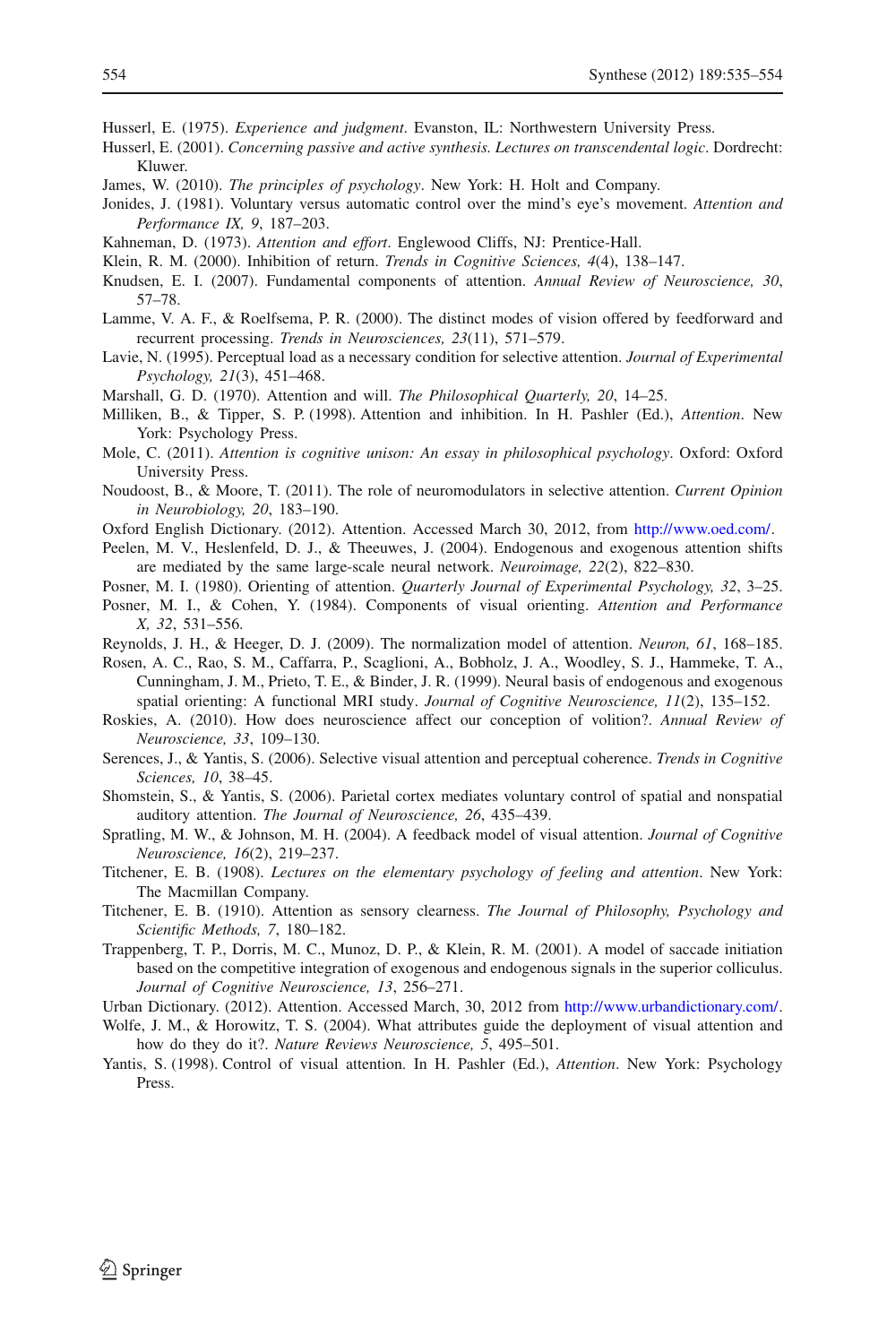Husserl, E. (1975). *Experience and judgment*. Evanston, IL: Northwestern University Press.

Husserl, E. (2001). *Concerning passive and active synthesis. Lectures on transcendental logic*. Dordrecht: Kluwer.

James, W. (2010). *The principles of psychology*. New York: H. Holt and Company.

Jonides, J. (1981). Voluntary versus automatic control over the mind's eye's movement. *Attention and Performance IX, 9*, 187–203.

Kahneman, D. (1973). *Attention and effort*. Englewood Cliffs, NJ: Prentice-Hall.

Klein, R. M. (2000). Inhibition of return. *Trends in Cognitive Sciences, 4*(4), 138–147.

Knudsen, E. I. (2007). Fundamental components of attention. *Annual Review of Neuroscience, 30*, 57–78.

Lamme, V. A. F., & Roelfsema, P. R. (2000). The distinct modes of vision offered by feedforward and recurrent processing. *Trends in Neurosciences, 23*(11), 571–579.

Lavie, N. (1995). Perceptual load as a necessary condition for selective attention. *Journal of Experimental Psychology, 21*(3), 451–468.

Marshall, G. D. (1970). Attention and will. *The Philosophical Quarterly, 20*, 14–25.

Milliken, B., & Tipper, S. P. (1998). Attention and inhibition. In H. Pashler (Ed.), *Attention*. New York: Psychology Press.

Mole, C. (2011). *Attention is cognitive unison: An essay in philosophical psychology*. Oxford: Oxford University Press.

Noudoost, B., & Moore, T. (2011). The role of neuromodulators in selective attention. *Current Opinion in Neurobiology, 20*, 183–190.

Oxford English Dictionary. (2012). Attention. Accessed March 30, 2012, from http://www.oed.com/.

Peelen, M. V., Heslenfeld, D. J., & Theeuwes, J. (2004). Endogenous and exogenous attention shifts are mediated by the same large-scale neural network. *Neuroimage, 22*(2), 822–830.

Posner, M. I. (1980). Orienting of attention. *Quarterly Journal of Experimental Psychology, 32*, 3–25.

Posner, M. I., & Cohen, Y. (1984). Components of visual orienting. *Attention and Performance X, 32*, 531–556.

Reynolds, J. H., & Heeger, D. J. (2009). The normalization model of attention. *Neuron, 61*, 168–185.

Rosen, A. C., Rao, S. M., Caffarra, P., Scaglioni, A., Bobholz, J. A., Woodley, S. J., Hammeke, T. A., Cunningham, J. M., Prieto, T. E., & Binder, J. R. (1999). Neural basis of endogenous and exogenous spatial orienting: A functional MRI study. *Journal of Cognitive Neuroscience, 11*(2), 135–152.

Roskies, A. (2010). How does neuroscience affect our conception of volition?. *Annual Review of Neuroscience, 33*, 109–130.

Serences, J., & Yantis, S. (2006). Selective visual attention and perceptual coherence. *Trends in Cognitive Sciences, 10*, 38–45.

Shomstein, S., & Yantis, S. (2006). Parietal cortex mediates voluntary control of spatial and nonspatial auditory attention. *The Journal of Neuroscience, 26*, 435–439.

Spratling, M. W., & Johnson, M. H. (2004). A feedback model of visual attention. *Journal of Cognitive Neuroscience, 16*(2), 219–237.

Titchener, E. B. (1908). *Lectures on the elementary psychology of feeling and attention*. New York: The Macmillan Company.

Titchener, E. B. (1910). Attention as sensory clearness. *The Journal of Philosophy, Psychology and Scientific Methods, 7*, 180–182.

Trappenberg, T. P., Dorris, M. C., Munoz, D. P., & Klein, R. M. (2001). A model of saccade initiation based on the competitive integration of exogenous and endogenous signals in the superior colliculus. *Journal of Cognitive Neuroscience, 13*, 256–271.

Urban Dictionary. (2012). Attention. Accessed March, 30, 2012 from http://www.urbandictionary.com/.

Wolfe, J. M., & Horowitz, T. S. (2004). What attributes guide the deployment of visual attention and how do they do it?. *Nature Reviews Neuroscience, 5*, 495–501.

Yantis, S. (1998). Control of visual attention. In H. Pashler (Ed.), *Attention*. New York: Psychology Press.